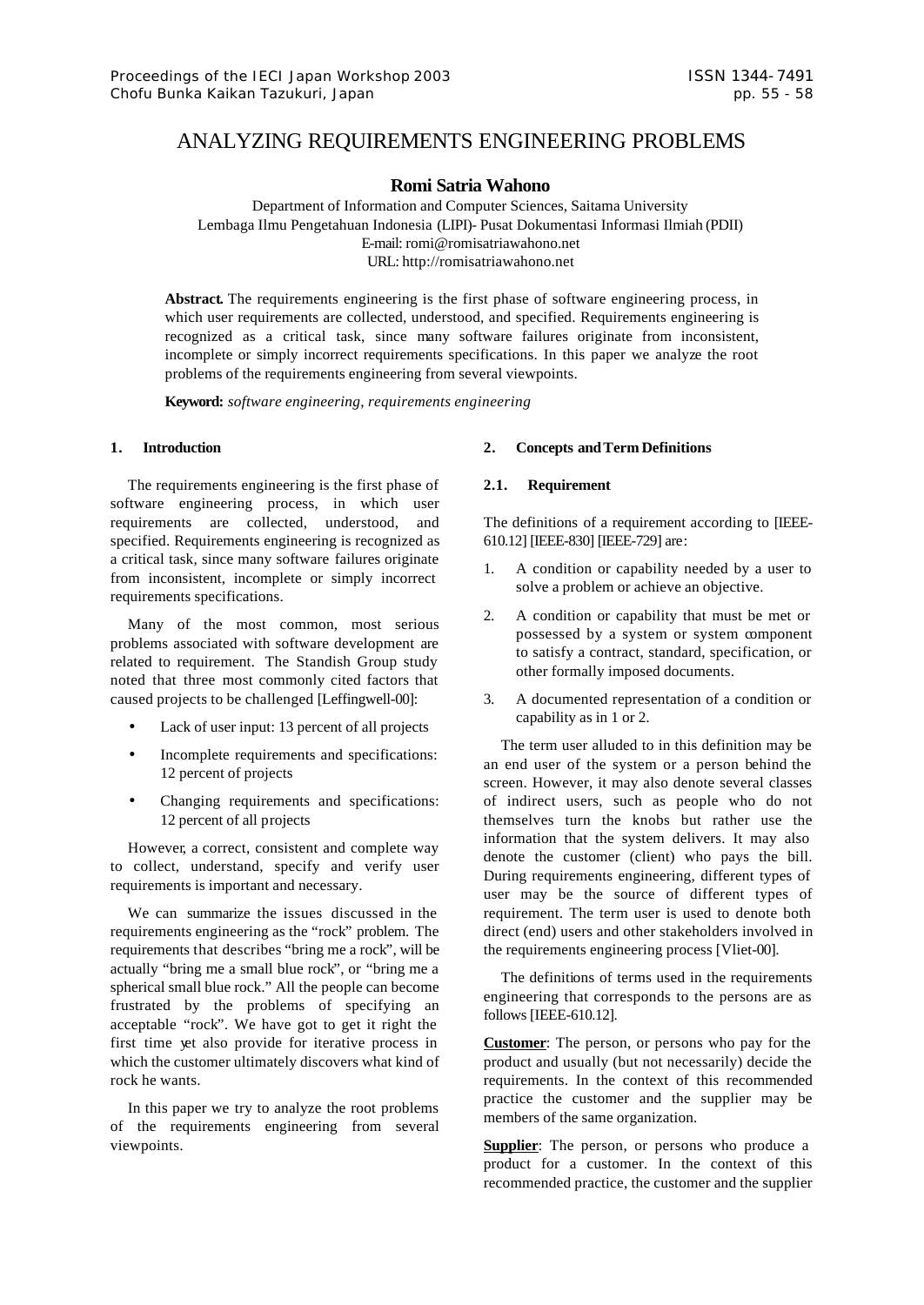# ANALYZING REQUIREMENTS ENGINEERING PROBLEMS

**Romi Satria Wahono**

Department of Information and Computer Sciences, Saitama University
Lembaga Ilmu Pengetahuan Indonesia (LIPI)- Pusat Dokumentasi Informasi Ilmiah (PDII)
E-mail: romi@romisatriawahono.net
URL: http://romisatriawahono.net

**Abstract.** The requirements engineering is the first phase of software engineering process, in which user requirements are collected, understood, and specified. Requirements engineering is recognized as a critical task, since many software failures originate from inconsistent, incomplete or simply incorrect requirements specifications. In this paper we analyze the root problems of the requirements engineering from several viewpoints.

**Keyword:** *software engineering, requirements engineering*

## 1. Introduction

The requirements engineering is the first phase of software engineering process, in which user requirements are collected, understood, and specified. Requirements engineering is recognized as a critical task, since many software failures originate from inconsistent, incomplete or simply incorrect requirements specifications.

Many of the most common, most serious problems associated with software development are related to requirement. The Standish Group study noted that three most commonly cited factors that caused projects to be challenged [Leffingwell-00]:

- Lack of user input: 13 percent of all projects
- Incomplete requirements and specifications: 12 percent of projects
- Changing requirements and specifications: 12 percent of all projects

However, a correct, consistent and complete way to collect, understand, specify and verify user requirements is important and necessary.

We can summarize the issues discussed in the requirements engineering as the "rock" problem. The requirements that describes "bring me a rock", will be actually "bring me a small blue rock", or "bring me a spherical small blue rock." All the people can become frustrated by the problems of specifying an acceptable "rock". We have got to get it right the first time yet also provide for iterative process in which the customer ultimately discovers what kind of rock he wants.

In this paper we try to analyze the root problems of the requirements engineering from several viewpoints.

## 2. Concepts and Term Definitions

### 2.1. Requirement

The definitions of a requirement according to [IEEE-610.12] [IEEE-830] [IEEE-729] are:

1. A condition or capability needed by a user to solve a problem or achieve an objective.
2. A condition or capability that must be met or possessed by a system or system component to satisfy a contract, standard, specification, or other formally imposed documents.
3. A documented representation of a condition or capability as in 1 or 2.

The term user alluded to in this definition may be an end user of the system or a person behind the screen. However, it may also denote several classes of indirect users, such as people who do not themselves turn the knobs but rather use the information that the system delivers. It may also denote the customer (client) who pays the bill. During requirements engineering, different types of user may be the source of different types of requirement. The term user is used to denote both direct (end) users and other stakeholders involved in the requirements engineering process [Vliet-00].

The definitions of terms used in the requirements engineering that corresponds to the persons are as follows [IEEE-610.12].

**Customer**: The person, or persons who pay for the product and usually (but not necessarily) decide the requirements. In the context of this recommended practice the customer and the supplier may be members of the same organization.

**Supplier**: The person, or persons who produce a product for a customer. In the context of this recommended practice, the customer and the supplier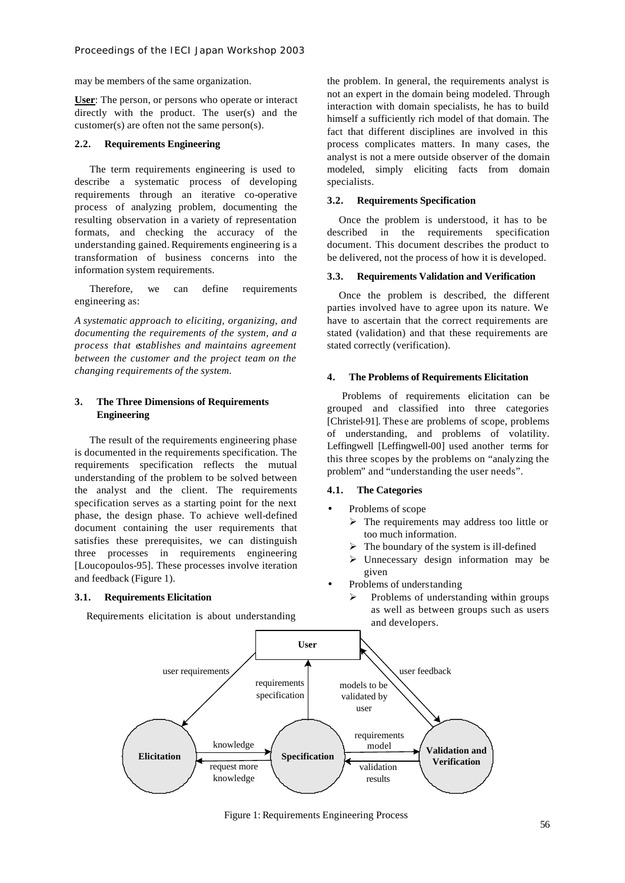may be members of the same organization.

**User**: The person, or persons who operate or interact directly with the product. The user(s) and the customer(s) are often not the same person(s).

### 2.2. Requirements Engineering

The term requirements engineering is used to describe a systematic process of developing requirements through an iterative co-operative process of analyzing problem, documenting the resulting observation in a variety of representation formats, and checking the accuracy of the understanding gained. Requirements engineering is a transformation of business concerns into the information system requirements.

Therefore, we can define requirements engineering as:

*A systematic approach to eliciting, organizing, and documenting the requirements of the system, and a process that establishes and maintains agreement between the customer and the project team on the changing requirements of the system.*

## 3. The Three Dimensions of Requirements Engineering

The result of the requirements engineering phase is documented in the requirements specification. The requirements specification reflects the mutual understanding of the problem to be solved between the analyst and the client. The requirements specification serves as a starting point for the next phase, the design phase. To achieve well-defined document containing the user requirements that satisfies these prerequisites, we can distinguish three processes in requirements engineering [Loucopoulos-95]. These processes involve iteration and feedback (Figure 1).

### 3.1. Requirements Elicitation

Requirements elicitation is about understanding the problem. In general, the requirements analyst is not an expert in the domain being modeled. Through interaction with domain specialists, he has to build himself a sufficiently rich model of that domain. The fact that different disciplines are involved in this process complicates matters. In many cases, the analyst is not a mere outside observer of the domain modeled, simply eliciting facts from domain specialists.

### 3.2. Requirements Specification

Once the problem is understood, it has to be described in the requirements specification document. This document describes the product to be delivered, not the process of how it is developed.

### 3.3. Requirements Validation and Verification

Once the problem is described, the different parties involved have to agree upon its nature. We have to ascertain that the correct requirements are stated (validation) and that these requirements are stated correctly (verification).

## 4. The Problems of Requirements Elicitation

Problems of requirements elicitation can be grouped and classified into three categories [Christel-91]. These are problems of scope, problems of understanding, and problems of volatility. Leffingwell [Leffingwell-00] used another terms for this three scopes by the problems on "analyzing the problem" and "understanding the user needs".

### 4.1. The Categories

- Problems of scope
  - The requirements may address too little or too much information.
  - The boundary of the system is ill-defined
  - Unnecessary design information may be given
- Problems of understanding
  - Problems of understanding within groups as well as between groups such as users and developers.

Figure 1: Requirements Engineering Process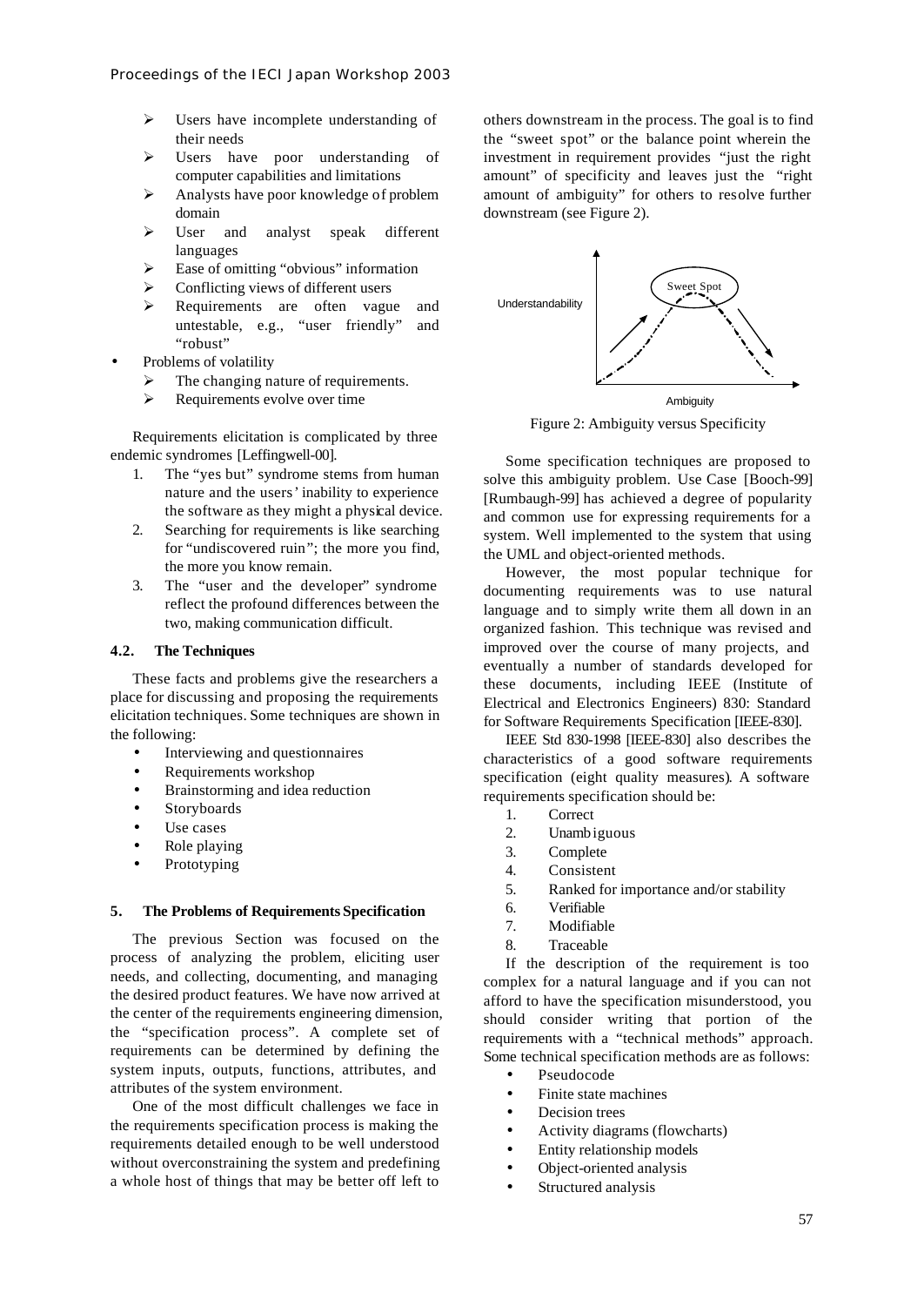- Users have incomplete understanding of their needs
- Users have poor understanding of computer capabilities and limitations
- Analysts have poor knowledge of problem domain
- User and analyst speak different languages
- Ease of omitting "obvious" information
- Conflicting views of different users
- Requirements are often vague and untestable, e.g., "user friendly" and "robust"

- Problems of volatility
  - The changing nature of requirements.
  - Requirements evolve over time

Requirements elicitation is complicated by three endemic syndromes [Leffingwell-00].

1. The "yes but" syndrome stems from human nature and the users' inability to experience the software as they might a physical device.
2. Searching for requirements is like searching for "undiscovered ruin"; the more you find, the more you know remain.
3. The "user and the developer" syndrome reflect the profound differences between the two, making communication difficult.

### 4.2. The Techniques

These facts and problems give the researchers a place for discussing and proposing the requirements elicitation techniques. Some techniques are shown in the following:

- Interviewing and questionnaires
- Requirements workshop
- Brainstorming and idea reduction
- Storyboards
- Use cases
- Role playing
- Prototyping

## 5. The Problems of Requirements Specification

The previous Section was focused on the process of analyzing the problem, eliciting user needs, and collecting, documenting, and managing the desired product features. We have now arrived at the center of the requirements engineering dimension, the "specification process". A complete set of requirements can be determined by defining the system inputs, outputs, functions, attributes, and attributes of the system environment.

One of the most difficult challenges we face in the requirements specification process is making the requirements detailed enough to be well understood without overconstraining the system and predefining a whole host of things that may be better off left to others downstream in the process. The goal is to find the "sweet spot" or the balance point wherein the investment in requirement provides "just the right amount" of specificity and leaves just the "right amount of ambiguity" for others to resolve further downstream (see Figure 2).

Figure 2: Ambiguity versus Specificity

Some specification techniques are proposed to solve this ambiguity problem. Use Case [Booch-99] [Rumbaugh-99] has achieved a degree of popularity and common use for expressing requirements for a system. Well implemented to the system that using the UML and object-oriented methods.

However, the most popular technique for documenting requirements was to use natural language and to simply write them all down in an organized fashion. This technique was revised and improved over the course of many projects, and eventually a number of standards developed for these documents, including IEEE (Institute of Electrical and Electronics Engineers) 830: Standard for Software Requirements Specification [IEEE-830].

IEEE Std 830-1998 [IEEE-830] also describes the characteristics of a good software requirements specification (eight quality measures). A software requirements specification should be:

1. Correct
2. Unambiguous
3. Complete
4. Consistent
5. Ranked for importance and/or stability
6. Verifiable
7. Modifiable
8. Traceable

If the description of the requirement is too complex for a natural language and if you can not afford to have the specification misunderstood, you should consider writing that portion of the requirements with a "technical methods" approach. Some technical specification methods are as follows:

- Pseudocode
- Finite state machines
- Decision trees
- Activity diagrams (flowcharts)
- Entity relationship models
- Object-oriented analysis
- Structured analysis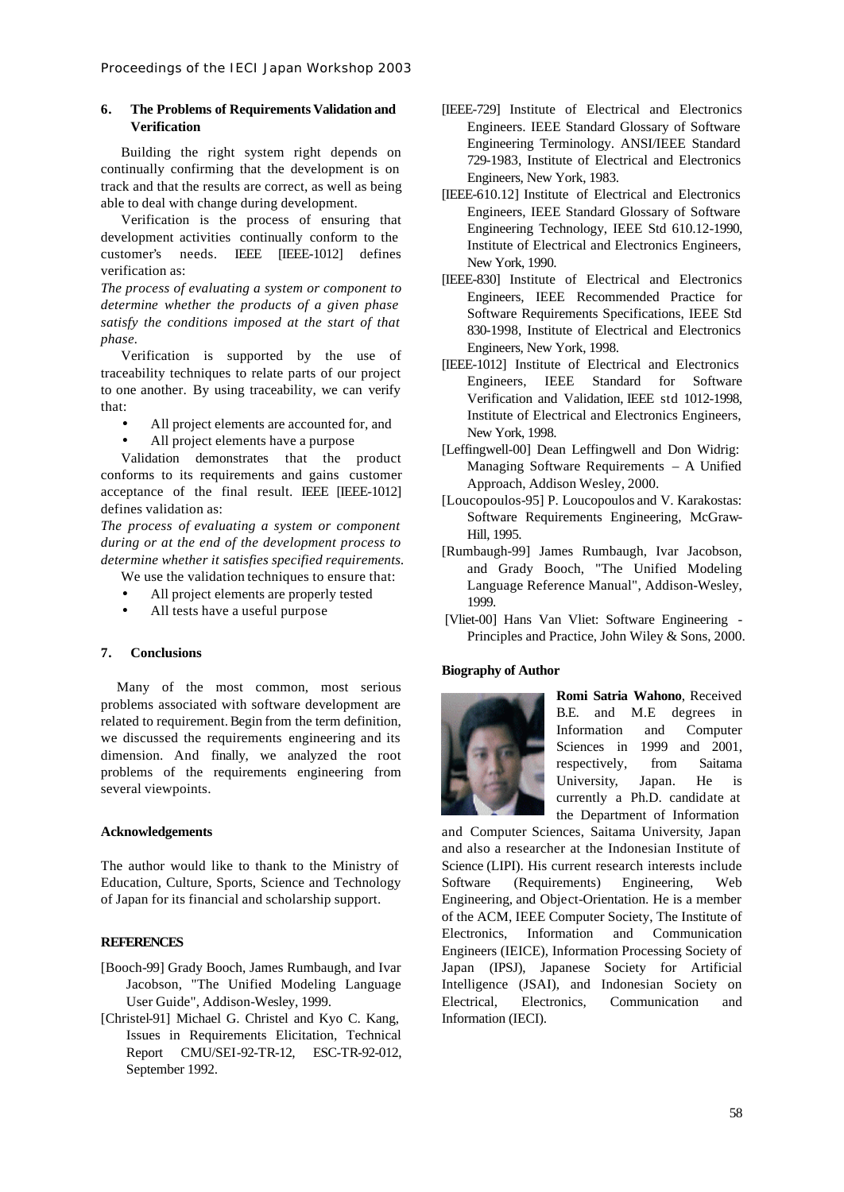## 6. The Problems of Requirements Validation and Verification

Building the right system right depends on continually confirming that the development is on track and that the results are correct, as well as being able to deal with change during development.

Verification is the process of ensuring that development activities continually conform to the customer's needs. IEEE [IEEE-1012] defines verification as:

*The process of evaluating a system or component to determine whether the products of a given phase satisfy the conditions imposed at the start of that phase.*

Verification is supported by the use of traceability techniques to relate parts of our project to one another. By using traceability, we can verify that:

- All project elements are accounted for, and
- All project elements have a purpose

Validation demonstrates that the product conforms to its requirements and gains customer acceptance of the final result. IEEE [IEEE-1012] defines validation as:

*The process of evaluating a system or component during or at the end of the development process to determine whether it satisfies specified requirements.*

We use the validation techniques to ensure that:

- All project elements are properly tested
- All tests have a useful purpose

## 7. Conclusions

Many of the most common, most serious problems associated with software development are related to requirement. Begin from the term definition, we discussed the requirements engineering and its dimension. And finally, we analyzed the root problems of the requirements engineering from several viewpoints.

### Acknowledgements

The author would like to thank to the Ministry of Education, Culture, Sports, Science and Technology of Japan for its financial and scholarship support.

### REFERENCES

[Booch-99] Grady Booch, James Rumbaugh, and Ivar Jacobson, "The Unified Modeling Language User Guide", Addison-Wesley, 1999.

[Christel-91] Michael G. Christel and Kyo C. Kang, Issues in Requirements Elicitation, Technical Report CMU/SEI-92-TR-12, ESC-TR-92-012, September 1992.

[IEEE-729] Institute of Electrical and Electronics Engineers. IEEE Standard Glossary of Software Engineering Terminology. ANSI/IEEE Standard 729-1983, Institute of Electrical and Electronics Engineers, New York, 1983.

[IEEE-610.12] Institute of Electrical and Electronics Engineers, IEEE Standard Glossary of Software Engineering Technology, IEEE Std 610.12-1990, Institute of Electrical and Electronics Engineers, New York, 1990.

[IEEE-830] Institute of Electrical and Electronics Engineers, IEEE Recommended Practice for Software Requirements Specifications, IEEE Std 830-1998, Institute of Electrical and Electronics Engineers, New York, 1998.

[IEEE-1012] Institute of Electrical and Electronics Engineers, IEEE Standard for Software Verification and Validation, IEEE std 1012-1998, Institute of Electrical and Electronics Engineers, New York, 1998.

[Leffingwell-00] Dean Leffingwell and Don Widrig: Managing Software Requirements – A Unified Approach, Addison Wesley, 2000.

[Loucopoulos-95] P. Loucopoulos and V. Karakostas: Software Requirements Engineering, McGraw-Hill, 1995.

[Rumbaugh-99] James Rumbaugh, Ivar Jacobson, and Grady Booch, "The Unified Modeling Language Reference Manual", Addison-Wesley, 1999.

[Vliet-00] Hans Van Vliet: Software Engineering - Principles and Practice, John Wiley & Sons, 2000.

### Biography of Author

**Romi Satria Wahono**, Received B.E. and M.E degrees in Information and Computer Sciences in 1999 and 2001, respectively, from Saitama University, Japan. He is currently a Ph.D. candidate at the Department of Information and Computer Sciences, Saitama University, Japan and also a researcher at the Indonesian Institute of Science (LIPI). His current research interests include Software (Requirements) Engineering, Web Engineering, and Object-Orientation. He is a member of the ACM, IEEE Computer Society, The Institute of Electronics, Information and Communication Engineers (IEICE), Information Processing Society of Japan (IPSJ), Japanese Society for Artificial Intelligence (JSAI), and Indonesian Society on Electrical, Electronics, Communication and Information (IECI).